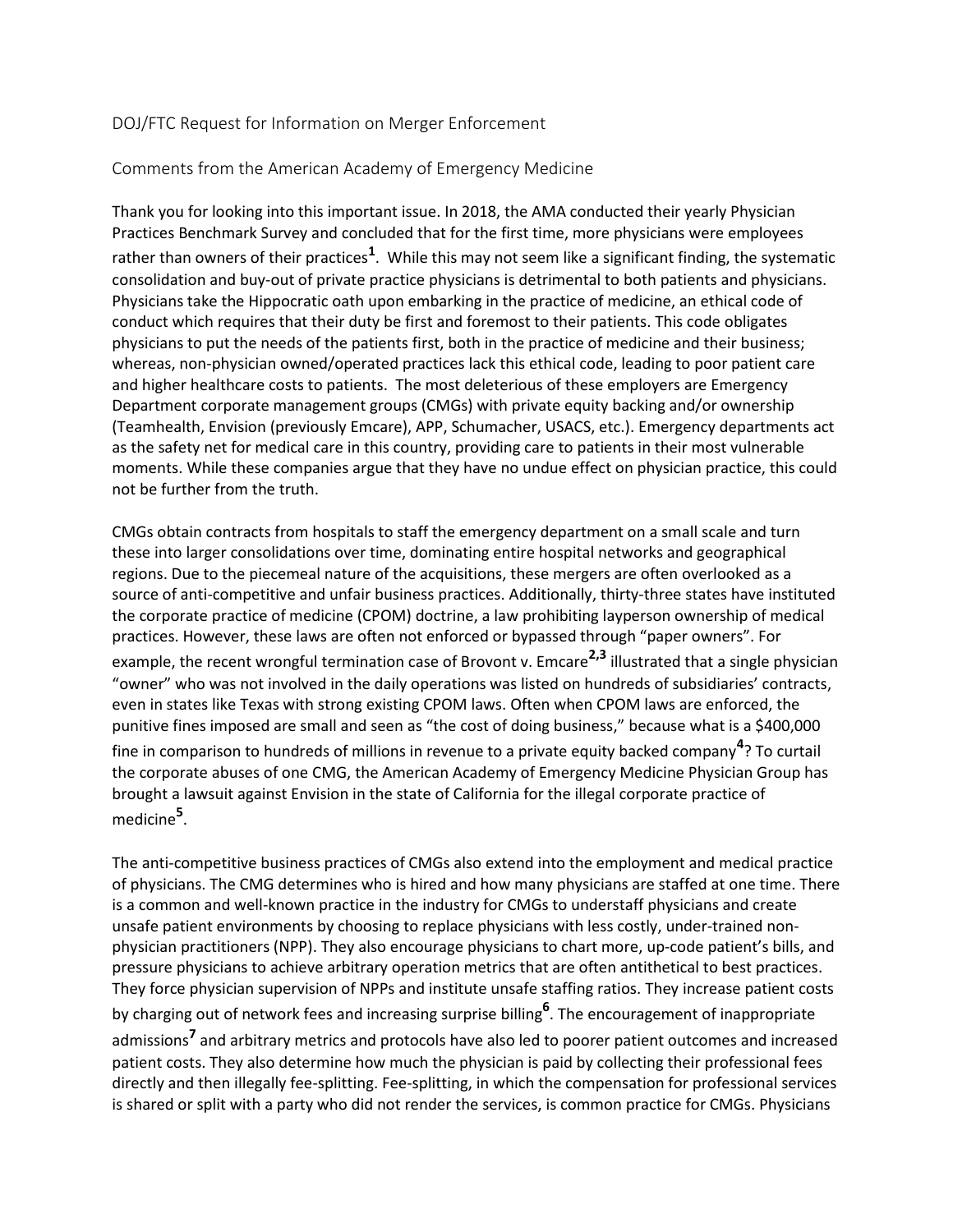## DOJ/FTC Request for Information on Merger Enforcement

### Comments from the American Academy of Emergency Medicine

Thank you for looking into this important issue. In 2018, the AMA conducted their yearly Physician Practices Benchmark Survey and concluded that for the first time, more physicians were employees rather than owners of their practices[1]. While this may not seem like a significant finding, the systematic consolidation and buy-out of private practice physicians is detrimental to both patients and physicians. Physicians take the Hippocratic oath upon embarking in the practice of medicine, an ethical code of conduct which requires that their duty be first and foremost to their patients. This code obligates physicians to put the needs of the patients first, both in the practice of medicine and their business; whereas, non-physician owned/operated practices lack this ethical code, leading to poor patient care and higher healthcare costs to patients. The most deleterious of these employers are Emergency Department corporate management groups (CMGs) with private equity backing and/or ownership (Teamhealth, Envision (previously Emcare), APP, Schumacher, USACS, etc.). Emergency departments act as the safety net for medical care in this country, providing care to patients in their most vulnerable moments. While these companies argue that they have no undue effect on physician practice, this could not be further from the truth.

CMGs obtain contracts from hospitals to staff the emergency department on a small scale and turn these into larger consolidations over time, dominating entire hospital networks and geographical regions. Due to the piecemeal nature of the acquisitions, these mergers are often overlooked as a source of anti-competitive and unfair business practices. Additionally, thirty-three states have instituted the corporate practice of medicine (CPOM) doctrine, a law prohibiting layperson ownership of medical practices. However, these laws are often not enforced or bypassed through "paper owners". For example, the recent wrongful termination case of Brovont v. Emcare[2,3] illustrated that a single physician "owner" who was not involved in the daily operations was listed on hundreds of subsidiaries' contracts, even in states like Texas with strong existing CPOM laws. Often when CPOM laws are enforced, the punitive fines imposed are small and seen as "the cost of doing business," because what is a $400,000 fine in comparison to hundreds of millions in revenue to a private equity backed company[4]? To curtail the corporate abuses of one CMG, the American Academy of Emergency Medicine Physician Group has brought a lawsuit against Envision in the state of California for the illegal corporate practice of medicine[5].

The anti-competitive business practices of CMGs also extend into the employment and medical practice of physicians. The CMG determines who is hired and how many physicians are staffed at one time. There is a common and well-known practice in the industry for CMGs to understaff physicians and create unsafe patient environments by choosing to replace physicians with less costly, under-trained non-physician practitioners (NPP). They also encourage physicians to chart more, up-code patient's bills, and pressure physicians to achieve arbitrary operation metrics that are often antithetical to best practices. They force physician supervision of NPPs and institute unsafe staffing ratios. They increase patient costs by charging out of network fees and increasing surprise billing[6]. The encouragement of inappropriate admissions[7] and arbitrary metrics and protocols have also led to poorer patient outcomes and increased patient costs. They also determine how much the physician is paid by collecting their professional fees directly and then illegally fee-splitting. Fee-splitting, in which the compensation for professional services is shared or split with a party who did not render the services, is common practice for CMGs. Physicians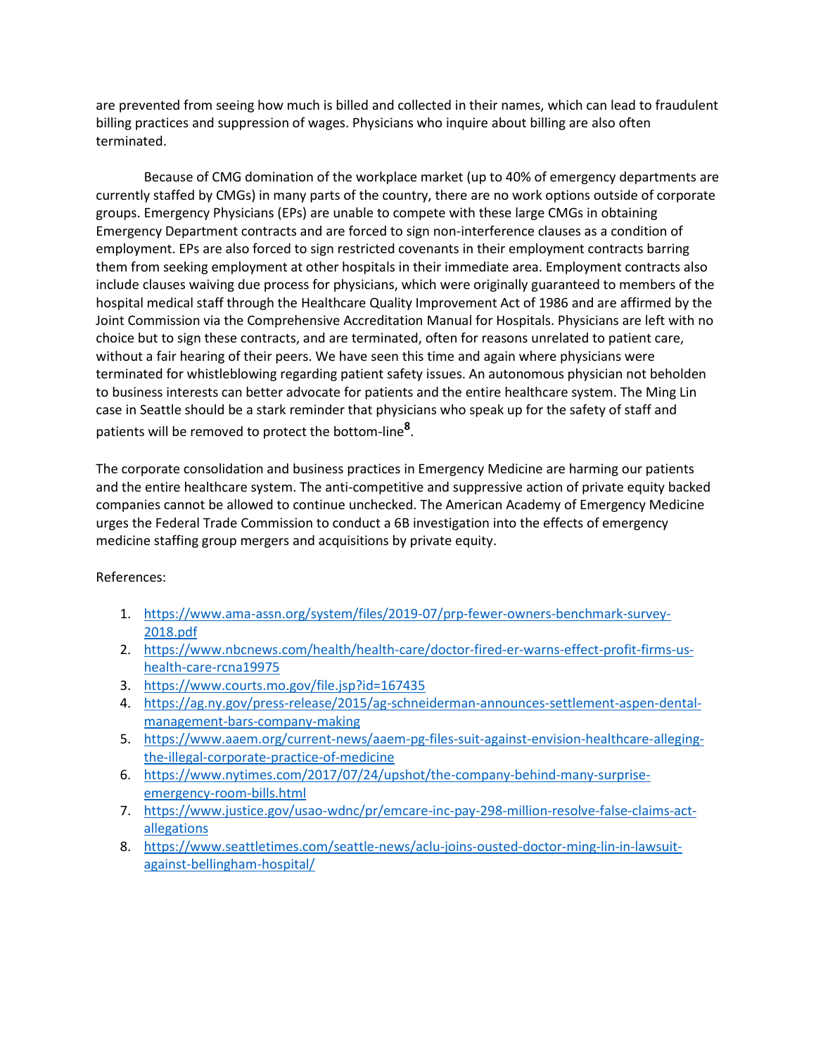are prevented from seeing how much is billed and collected in their names, which can lead to fraudulent billing practices and suppression of wages. Physicians who inquire about billing are also often terminated.

Because of CMG domination of the workplace market (up to 40% of emergency departments are currently staffed by CMGs) in many parts of the country, there are no work options outside of corporate groups. Emergency Physicians (EPs) are unable to compete with these large CMGs in obtaining Emergency Department contracts and are forced to sign non-interference clauses as a condition of employment. EPs are also forced to sign restricted covenants in their employment contracts barring them from seeking employment at other hospitals in their immediate area. Employment contracts also include clauses waiving due process for physicians, which were originally guaranteed to members of the hospital medical staff through the Healthcare Quality Improvement Act of 1986 and are affirmed by the Joint Commission via the Comprehensive Accreditation Manual for Hospitals. Physicians are left with no choice but to sign these contracts, and are terminated, often for reasons unrelated to patient care, without a fair hearing of their peers. We have seen this time and again where physicians were terminated for whistleblowing regarding patient safety issues. An autonomous physician not beholden to business interests can better advocate for patients and the entire healthcare system. The Ming Lin case in Seattle should be a stark reminder that physicians who speak up for the safety of staff and patients will be removed to protect the bottom-line[8].

The corporate consolidation and business practices in Emergency Medicine are harming our patients and the entire healthcare system. The anti-competitive and suppressive action of private equity backed companies cannot be allowed to continue unchecked. The American Academy of Emergency Medicine urges the Federal Trade Commission to conduct a 6B investigation into the effects of emergency medicine staffing group mergers and acquisitions by private equity.

References:

1. https://www.ama-assn.org/system/files/2019-07/prp-fewer-owners-benchmark-survey-2018.pdf
2. https://www.nbcnews.com/health/health-care/doctor-fired-er-warns-effect-profit-firms-us-health-care-rcna19975
3. https://www.courts.mo.gov/file.jsp?id=167435
4. https://ag.ny.gov/press-release/2015/ag-schneiderman-announces-settlement-aspen-dental-management-bars-company-making
5. https://www.aaem.org/current-news/aaem-pg-files-suit-against-envision-healthcare-alleging-the-illegal-corporate-practice-of-medicine
6. https://www.nytimes.com/2017/07/24/upshot/the-company-behind-many-surprise-emergency-room-bills.html
7. https://www.justice.gov/usao-wdnc/pr/emcare-inc-pay-298-million-resolve-false-claims-act-allegations
8. https://www.seattletimes.com/seattle-news/aclu-joins-ousted-doctor-ming-lin-in-lawsuit-against-bellingham-hospital/